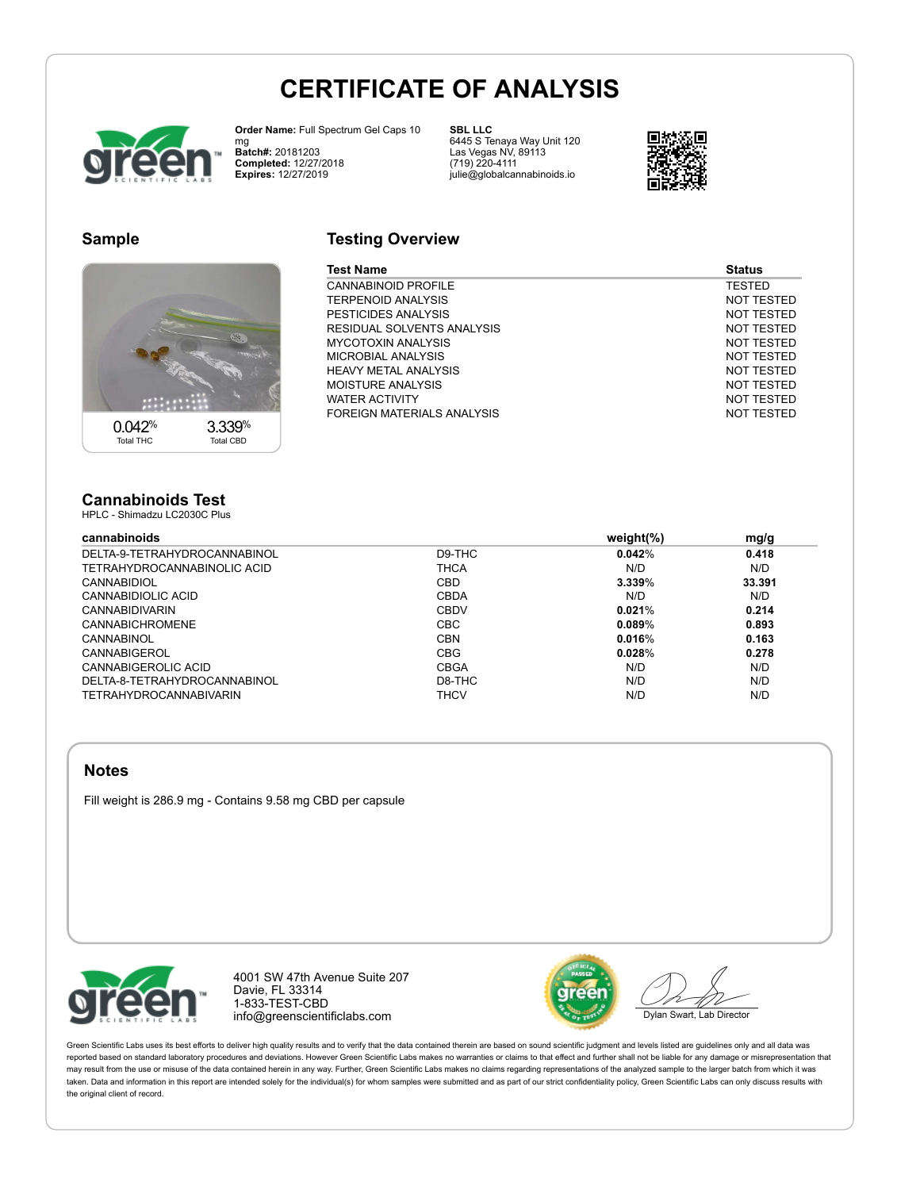# CERTIFICATE OF ANALYSIS

**Order Name:** Full Spectrum Gel Caps 10 mg
**Batch#:** 20181203
**Completed:** 12/27/2018
**Expires:** 12/27/2019

**SBL LLC**
6445 S Tenaya Way Unit 120
Las Vegas NV, 89113
(719) 220-4111
julie@globalcannabinoids.io

## Sample

0.042% Total THC

3.339% Total CBD

## Testing Overview

| Test Name | Status |
|---|---|
| CANNABINOID PROFILE | TESTED |
| TERPENOID ANALYSIS | NOT TESTED |
| PESTICIDES ANALYSIS | NOT TESTED |
| RESIDUAL SOLVENTS ANALYSIS | NOT TESTED |
| MYCOTOXIN ANALYSIS | NOT TESTED |
| MICROBIAL ANALYSIS | NOT TESTED |
| HEAVY METAL ANALYSIS | NOT TESTED |
| MOISTURE ANALYSIS | NOT TESTED |
| WATER ACTIVITY | NOT TESTED |
| FOREIGN MATERIALS ANALYSIS | NOT TESTED |

## Cannabinoids Test

HPLC - Shimadzu LC2030C Plus

| cannabinoids | | weight(%) | mg/g |
|---|---|---|---|
| DELTA-9-TETRAHYDROCANNABINOL | D9-THC | **0.042**% | **0.418** |
| TETRAHYDROCANNABINOLIC ACID | THCA | N/D | N/D |
| CANNABIDIOL | CBD | **3.339**% | **33.391** |
| CANNABIDIOLIC ACID | CBDA | N/D | N/D |
| CANNABIDIVARIN | CBDV | **0.021**% | **0.214** |
| CANNABICHROMENE | CBC | **0.089**% | **0.893** |
| CANNABINOL | CBN | **0.016**% | **0.163** |
| CANNABIGEROL | CBG | **0.028**% | **0.278** |
| CANNABIGEROLIC ACID | CBGA | N/D | N/D |
| DELTA-8-TETRAHYDROCANNABINOL | D8-THC | N/D | N/D |
| TETRAHYDROCANNABIVARIN | THCV | N/D | N/D |

## Notes

Fill weight is 286.9 mg - Contains 9.58 mg CBD per capsule

4001 SW 47th Avenue Suite 207
Davie, FL 33314
1-833-TEST-CBD
info@greenscientificlabs.com

Dylan Swart, Lab Director

Green Scientific Labs uses its best efforts to deliver high quality results and to verify that the data contained therein are based on sound scientific judgment and levels listed are guidelines only and all data was reported based on standard laboratory procedures and deviations. However Green Scientific Labs makes no warranties or claims to that effect and further shall not be liable for any damage or misrepresentation that may result from the use or misuse of the data contained herein in any way. Further, Green Scientific Labs makes no claims regarding representations of the analyzed sample to the larger batch from which it was taken. Data and information in this report are intended solely for the individual(s) for whom samples were submitted and as part of our strict confidentiality policy, Green Scientific Labs can only discuss results with the original client of record.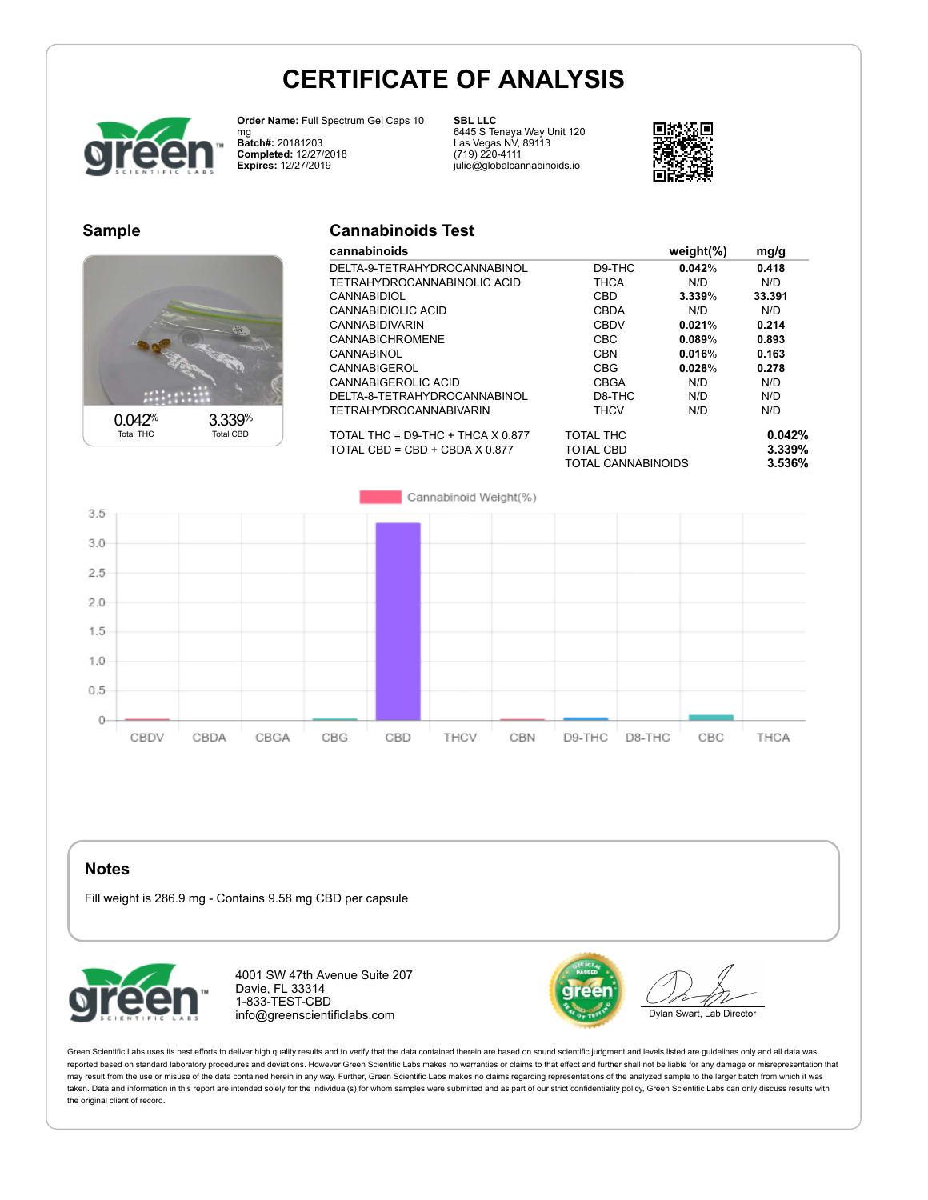# CERTIFICATE OF ANALYSIS

**Order Name:** Full Spectrum Gel Caps 10 mg
**Batch#:** 20181203
**Completed:** 12/27/2018
**Expires:** 12/27/2019

**SBL LLC**
6445 S Tenaya Way Unit 120
Las Vegas NV, 89113
(719) 220-4111
julie@globalcannabinoids.io

## Sample

0.042% Total THC

3.339% Total CBD

## Cannabinoids Test

| cannabinoids | | weight(%) | mg/g |
|---|---|---|---|
| DELTA-9-TETRAHYDROCANNABINOL | D9-THC | 0.042% | 0.418 |
| TETRAHYDROCANNABINOLIC ACID | THCA | N/D | N/D |
| CANNABIDIOL | CBD | 3.339% | 33.391 |
| CANNABIDIOLIC ACID | CBDA | N/D | N/D |
| CANNABIDIVARIN | CBDV | 0.021% | 0.214 |
| CANNABICHROMENE | CBC | 0.089% | 0.893 |
| CANNABINOL | CBN | 0.016% | 0.163 |
| CANNABIGEROL | CBG | 0.028% | 0.278 |
| CANNABIGEROLIC ACID | CBGA | N/D | N/D |
| DELTA-8-TETRAHYDROCANNABINOL | D8-THC | N/D | N/D |
| TETRAHYDROCANNABIVARIN | THCV | N/D | N/D |

| | | |
|---|---|---|
| TOTAL THC = D9-THC + THCA X 0.877 | TOTAL THC | 0.042% |
| TOTAL CBD = CBD + CBDA X 0.877 | TOTAL CBD | 3.339% |
| | TOTAL CANNABINOIDS | 3.536% |

Cannabinoid Weight(%)

3.5
3.0
2.5
2.0
1.5
1.0
0.5
0

CBDV CBDA CBGA CBG CBD THCV CBN D9-THC D8-THC CBC THCA

## Notes

Fill weight is 286.9 mg - Contains 9.58 mg CBD per capsule

4001 SW 47th Avenue Suite 207
Davie, FL 33314
1-833-TEST-CBD
info@greenscientificlabs.com

Dylan Swart, Lab Director

Green Scientific Labs uses its best efforts to deliver high quality results and to verify that the data contained therein are based on sound scientific judgment and levels listed are guidelines only and all data was reported based on standard laboratory procedures and deviations. However Green Scientific Labs makes no warranties or claims to that effect and further shall not be liable for any damage or misrepresentation that may result from the use or misuse of the data contained herein in any way. Further, Green Scientific Labs makes no claims regarding representations of the analyzed sample to the larger batch from which it was taken. Data and information in this report are intended solely for the individual(s) for whom samples were submitted and as part of our strict confidentiality policy, Green Scientific Labs can only discuss results with the original client of record.